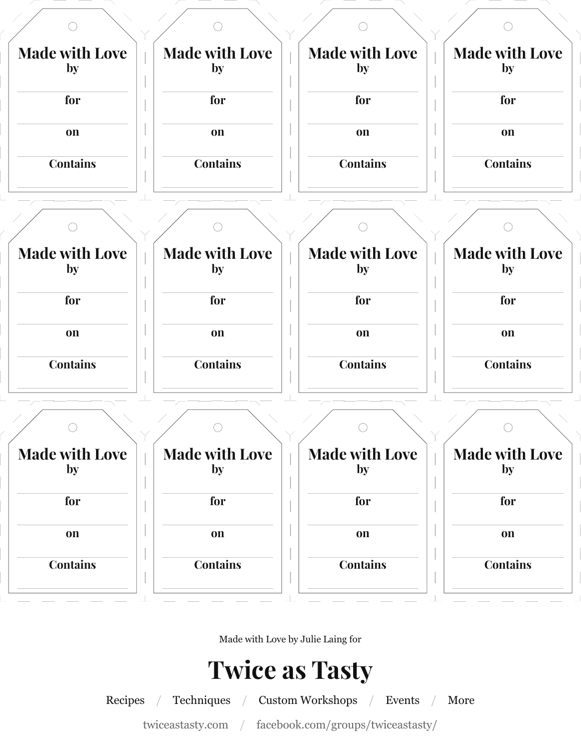**Made with Love**
by

for

on

Contains

**Made with Love**
by

for

on

Contains

**Made with Love**
by

for

on

Contains

**Made with Love**
by

for

on

Contains

**Made with Love**
by

for

on

Contains

**Made with Love**
by

for

on

Contains

**Made with Love**
by

for

on

Contains

**Made with Love**
by

for

on

Contains

**Made with Love**
by

for

on

Contains

**Made with Love**
by

for

on

Contains

**Made with Love**
by

for

on

Contains

**Made with Love**
by

for

on

Contains

Made with Love by Julie Laing for

# Twice as Tasty

Recipes / Techniques / Custom Workshops / Events / More

twiceastasty.com / facebook.com/groups/twiceastasty/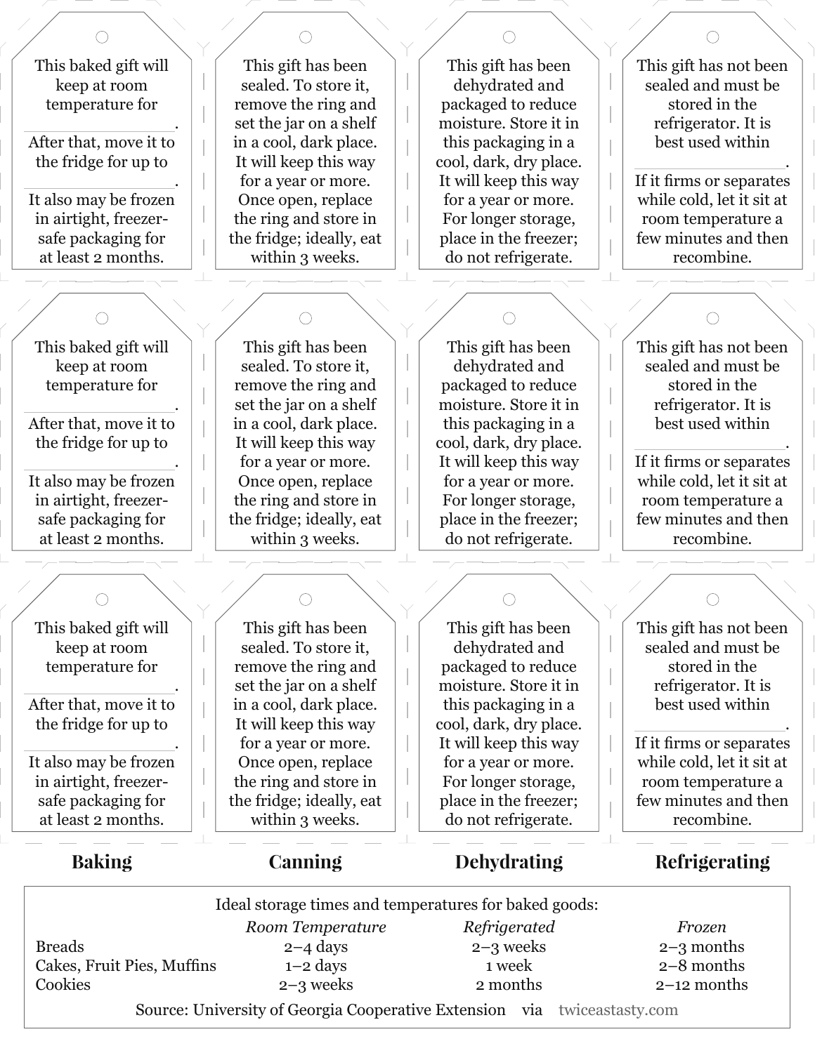This baked gift will keep at room temperature for \_\_\_\_\_\_\_\_\_\_\_\_\_\_\_\_. After that, move it to the fridge for up to \_\_\_\_\_\_\_\_\_\_\_\_\_\_\_\_. It also may be frozen in airtight, freezer-safe packaging for at least 2 months.

This gift has been sealed. To store it, remove the ring and set the jar on a shelf in a cool, dark place. It will keep this way for a year or more. Once open, replace the ring and store in the fridge; ideally, eat within 3 weeks.

This gift has been dehydrated and packaged to reduce moisture. Store it in this packaging in a cool, dark, dry place. It will keep this way for a year or more. For longer storage, place in the freezer; do not refrigerate.

This gift has not been sealed and must be stored in the refrigerator. It is best used within \_\_\_\_\_\_\_\_\_\_\_\_\_\_\_\_. If it firms or separates while cold, let it sit at room temperature a few minutes and then recombine.

This baked gift will keep at room temperature for \_\_\_\_\_\_\_\_\_\_\_\_\_\_\_\_. After that, move it to the fridge for up to \_\_\_\_\_\_\_\_\_\_\_\_\_\_\_\_. It also may be frozen in airtight, freezer-safe packaging for at least 2 months.

This gift has been sealed. To store it, remove the ring and set the jar on a shelf in a cool, dark place. It will keep this way for a year or more. Once open, replace the ring and store in the fridge; ideally, eat within 3 weeks.

This gift has been dehydrated and packaged to reduce moisture. Store it in this packaging in a cool, dark, dry place. It will keep this way for a year or more. For longer storage, place in the freezer; do not refrigerate.

This gift has not been sealed and must be stored in the refrigerator. It is best used within \_\_\_\_\_\_\_\_\_\_\_\_\_\_\_\_. If it firms or separates while cold, let it sit at room temperature a few minutes and then recombine.

This baked gift will keep at room temperature for \_\_\_\_\_\_\_\_\_\_\_\_\_\_\_\_. After that, move it to the fridge for up to \_\_\_\_\_\_\_\_\_\_\_\_\_\_\_\_. It also may be frozen in airtight, freezer-safe packaging for at least 2 months.

This gift has been sealed. To store it, remove the ring and set the jar on a shelf in a cool, dark place. It will keep this way for a year or more. Once open, replace the ring and store in the fridge; ideally, eat within 3 weeks.

This gift has been dehydrated and packaged to reduce moisture. Store it in this packaging in a cool, dark, dry place. It will keep this way for a year or more. For longer storage, place in the freezer; do not refrigerate.

This gift has not been sealed and must be stored in the refrigerator. It is best used within \_\_\_\_\_\_\_\_\_\_\_\_\_\_\_\_. If it firms or separates while cold, let it sit at room temperature a few minutes and then recombine.

**Baking** **Canning** **Dehydrating** **Refrigerating**

Ideal storage times and temperatures for baked goods:

| | *Room Temperature* | *Refrigerated* | *Frozen* |
|---|---|---|---|
| Breads | 2–4 days | 2–3 weeks | 2–3 months |
| Cakes, Fruit Pies, Muffins | 1–2 days | 1 week | 2–8 months |
| Cookies | 2–3 weeks | 2 months | 2–12 months |

Source: University of Georgia Cooperative Extension via twiceastasty.com